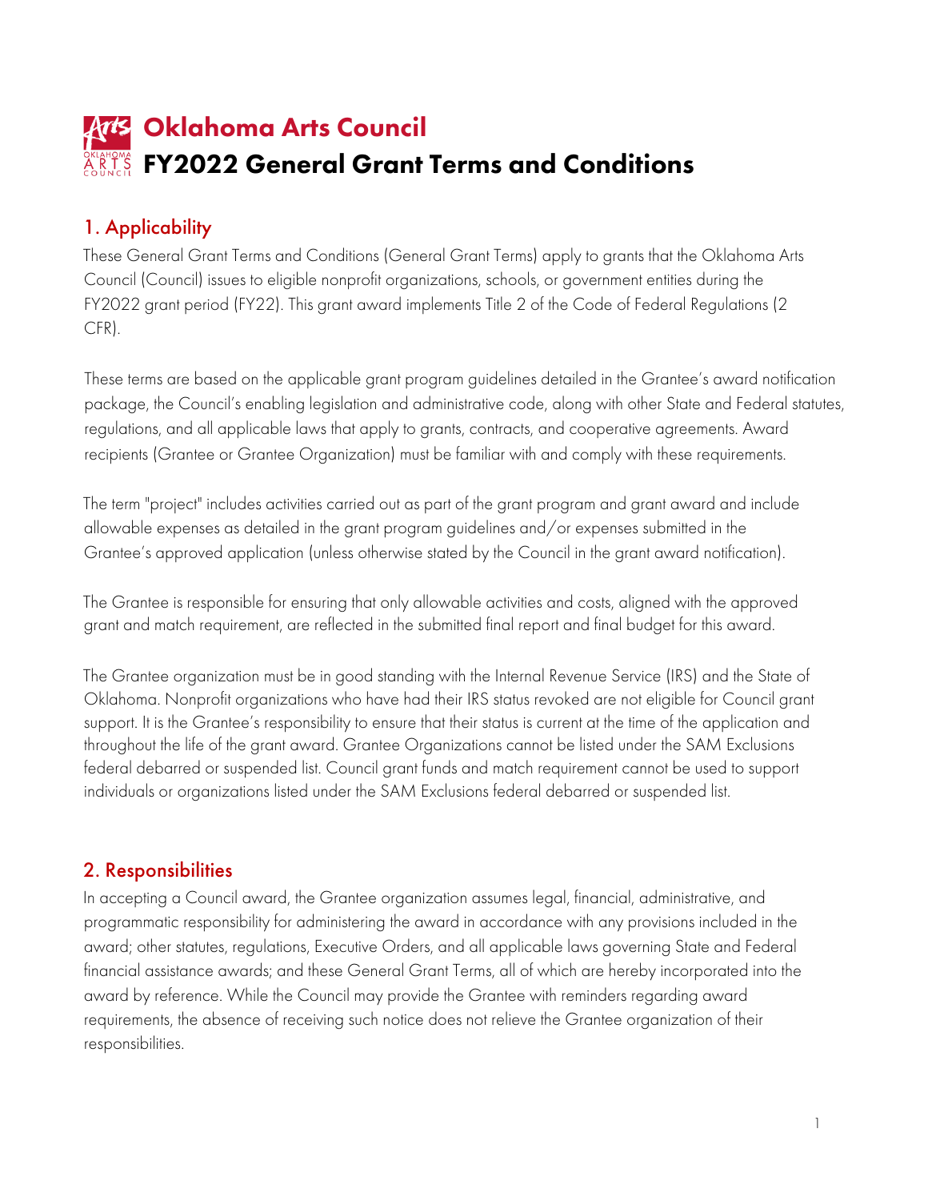# Oklahoma Arts Council
# FY2022 General Grant Terms and Conditions

## 1. Applicability

These General Grant Terms and Conditions (General Grant Terms) apply to grants that the Oklahoma Arts Council (Council) issues to eligible nonprofit organizations, schools, or government entities during the FY2022 grant period (FY22). This grant award implements Title 2 of the Code of Federal Regulations (2 CFR).

These terms are based on the applicable grant program guidelines detailed in the Grantee's award notification package, the Council's enabling legislation and administrative code, along with other State and Federal statutes, regulations, and all applicable laws that apply to grants, contracts, and cooperative agreements. Award recipients (Grantee or Grantee Organization) must be familiar with and comply with these requirements.

The term "project" includes activities carried out as part of the grant program and grant award and include allowable expenses as detailed in the grant program guidelines and/or expenses submitted in the Grantee's approved application (unless otherwise stated by the Council in the grant award notification).

The Grantee is responsible for ensuring that only allowable activities and costs, aligned with the approved grant and match requirement, are reflected in the submitted final report and final budget for this award.

The Grantee organization must be in good standing with the Internal Revenue Service (IRS) and the State of Oklahoma. Nonprofit organizations who have had their IRS status revoked are not eligible for Council grant support. It is the Grantee's responsibility to ensure that their status is current at the time of the application and throughout the life of the grant award. Grantee Organizations cannot be listed under the SAM Exclusions federal debarred or suspended list. Council grant funds and match requirement cannot be used to support individuals or organizations listed under the SAM Exclusions federal debarred or suspended list.

## 2. Responsibilities

In accepting a Council award, the Grantee organization assumes legal, financial, administrative, and programmatic responsibility for administering the award in accordance with any provisions included in the award; other statutes, regulations, Executive Orders, and all applicable laws governing State and Federal financial assistance awards; and these General Grant Terms, all of which are hereby incorporated into the award by reference. While the Council may provide the Grantee with reminders regarding award requirements, the absence of receiving such notice does not relieve the Grantee organization of their responsibilities.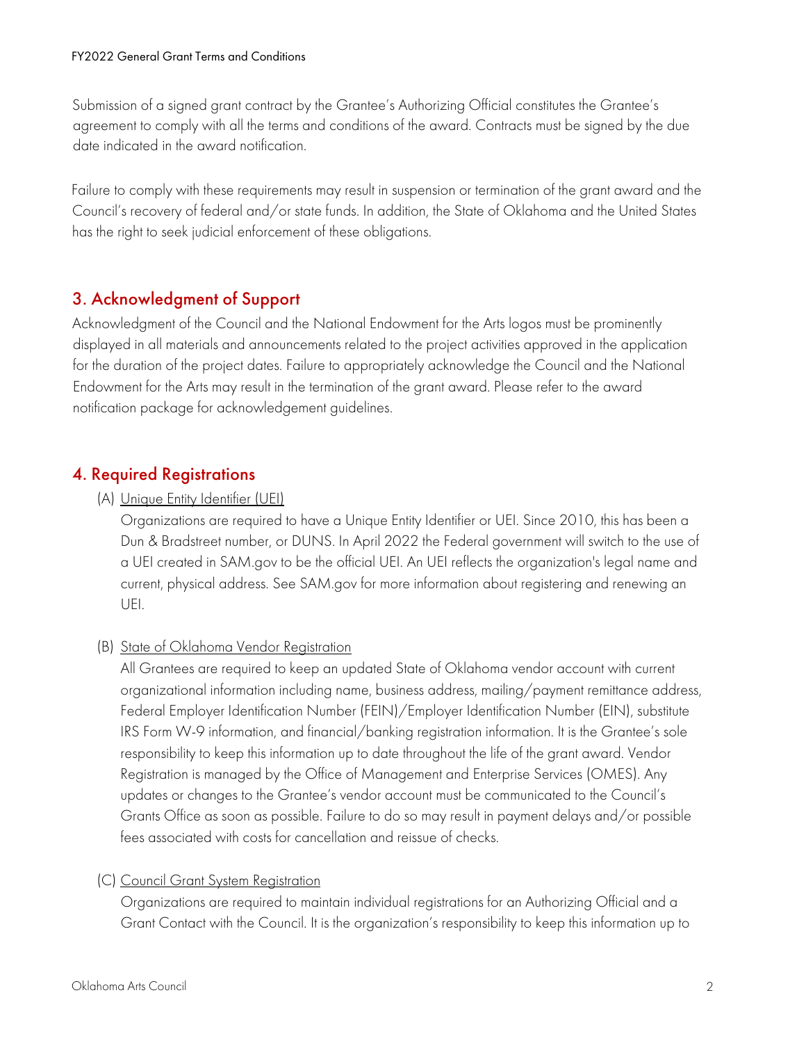Submission of a signed grant contract by the Grantee's Authorizing Official constitutes the Grantee's agreement to comply with all the terms and conditions of the award. Contracts must be signed by the due date indicated in the award notification.

Failure to comply with these requirements may result in suspension or termination of the grant award and the Council's recovery of federal and/or state funds. In addition, the State of Oklahoma and the United States has the right to seek judicial enforcement of these obligations.

## 3. Acknowledgment of Support

Acknowledgment of the Council and the National Endowment for the Arts logos must be prominently displayed in all materials and announcements related to the project activities approved in the application for the duration of the project dates. Failure to appropriately acknowledge the Council and the National Endowment for the Arts may result in the termination of the grant award. Please refer to the award notification package for acknowledgement guidelines.

## 4. Required Registrations

(A) Unique Entity Identifier (UEI)

Organizations are required to have a Unique Entity Identifier or UEI. Since 2010, this has been a Dun & Bradstreet number, or DUNS. In April 2022 the Federal government will switch to the use of a UEI created in SAM.gov to be the official UEI. An UEI reflects the organization's legal name and current, physical address. See SAM.gov for more information about registering and renewing an UEI.

(B) State of Oklahoma Vendor Registration

All Grantees are required to keep an updated State of Oklahoma vendor account with current organizational information including name, business address, mailing/payment remittance address, Federal Employer Identification Number (FEIN)/Employer Identification Number (EIN), substitute IRS Form W-9 information, and financial/banking registration information. It is the Grantee's sole responsibility to keep this information up to date throughout the life of the grant award. Vendor Registration is managed by the Office of Management and Enterprise Services (OMES). Any updates or changes to the Grantee's vendor account must be communicated to the Council's Grants Office as soon as possible. Failure to do so may result in payment delays and/or possible fees associated with costs for cancellation and reissue of checks.

(C) Council Grant System Registration

Organizations are required to maintain individual registrations for an Authorizing Official and a Grant Contact with the Council. It is the organization's responsibility to keep this information up to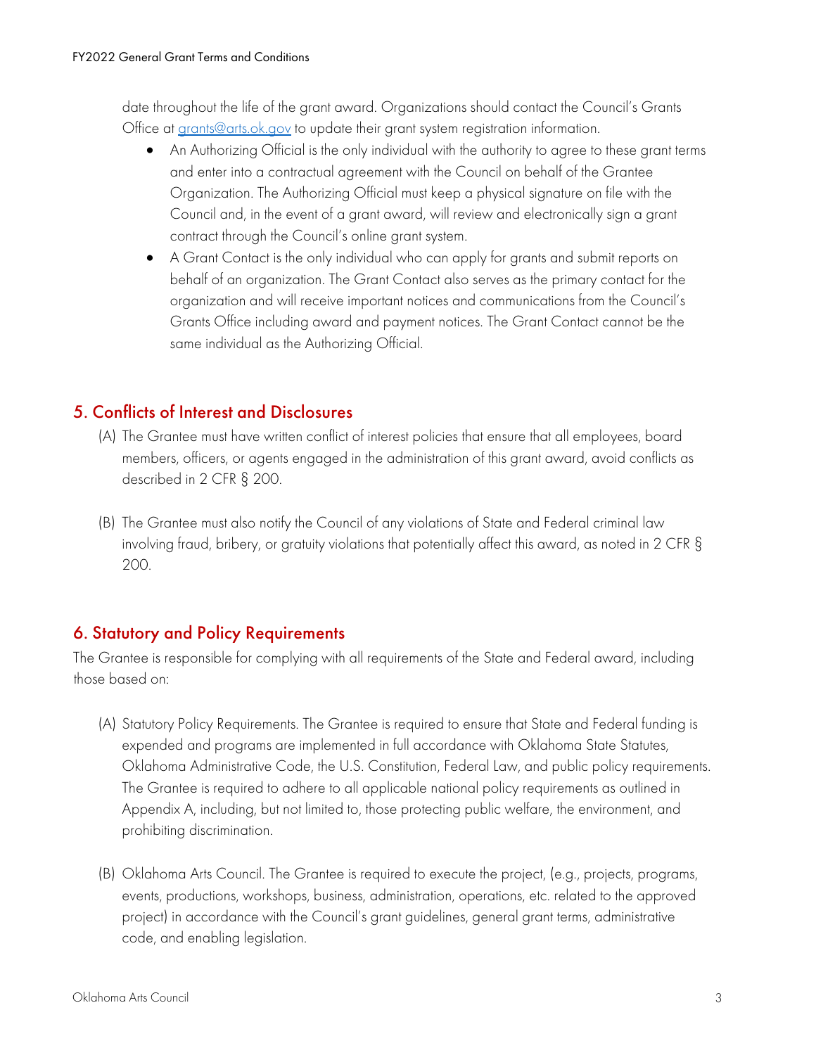date throughout the life of the grant award. Organizations should contact the Council's Grants Office at grants@arts.ok.gov to update their grant system registration information.

- An Authorizing Official is the only individual with the authority to agree to these grant terms and enter into a contractual agreement with the Council on behalf of the Grantee Organization. The Authorizing Official must keep a physical signature on file with the Council and, in the event of a grant award, will review and electronically sign a grant contract through the Council's online grant system.
- A Grant Contact is the only individual who can apply for grants and submit reports on behalf of an organization. The Grant Contact also serves as the primary contact for the organization and will receive important notices and communications from the Council's Grants Office including award and payment notices. The Grant Contact cannot be the same individual as the Authorizing Official.

## 5. Conflicts of Interest and Disclosures

(A) The Grantee must have written conflict of interest policies that ensure that all employees, board members, officers, or agents engaged in the administration of this grant award, avoid conflicts as described in 2 CFR § 200.

(B) The Grantee must also notify the Council of any violations of State and Federal criminal law involving fraud, bribery, or gratuity violations that potentially affect this award, as noted in 2 CFR § 200.

## 6. Statutory and Policy Requirements

The Grantee is responsible for complying with all requirements of the State and Federal award, including those based on:

(A) Statutory Policy Requirements. The Grantee is required to ensure that State and Federal funding is expended and programs are implemented in full accordance with Oklahoma State Statutes, Oklahoma Administrative Code, the U.S. Constitution, Federal Law, and public policy requirements. The Grantee is required to adhere to all applicable national policy requirements as outlined in Appendix A, including, but not limited to, those protecting public welfare, the environment, and prohibiting discrimination.

(B) Oklahoma Arts Council. The Grantee is required to execute the project, (e.g., projects, programs, events, productions, workshops, business, administration, operations, etc. related to the approved project) in accordance with the Council's grant guidelines, general grant terms, administrative code, and enabling legislation.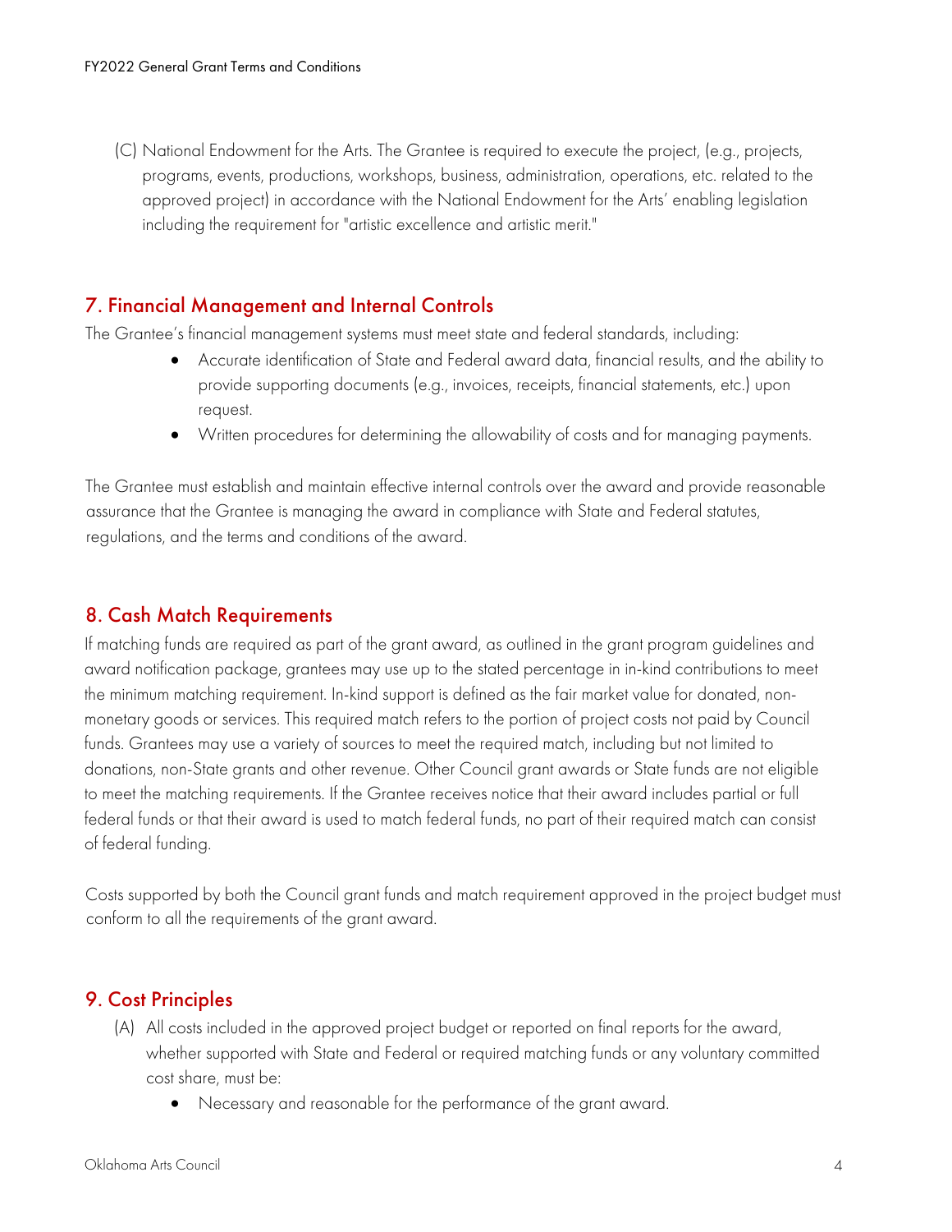(C) National Endowment for the Arts. The Grantee is required to execute the project, (e.g., projects, programs, events, productions, workshops, business, administration, operations, etc. related to the approved project) in accordance with the National Endowment for the Arts' enabling legislation including the requirement for "artistic excellence and artistic merit."

## 7. Financial Management and Internal Controls

The Grantee's financial management systems must meet state and federal standards, including:

- Accurate identification of State and Federal award data, financial results, and the ability to provide supporting documents (e.g., invoices, receipts, financial statements, etc.) upon request.
- Written procedures for determining the allowability of costs and for managing payments.

The Grantee must establish and maintain effective internal controls over the award and provide reasonable assurance that the Grantee is managing the award in compliance with State and Federal statutes, regulations, and the terms and conditions of the award.

## 8. Cash Match Requirements

If matching funds are required as part of the grant award, as outlined in the grant program guidelines and award notification package, grantees may use up to the stated percentage in in-kind contributions to meet the minimum matching requirement. In-kind support is defined as the fair market value for donated, non-monetary goods or services. This required match refers to the portion of project costs not paid by Council funds. Grantees may use a variety of sources to meet the required match, including but not limited to donations, non-State grants and other revenue. Other Council grant awards or State funds are not eligible to meet the matching requirements. If the Grantee receives notice that their award includes partial or full federal funds or that their award is used to match federal funds, no part of their required match can consist of federal funding.

Costs supported by both the Council grant funds and match requirement approved in the project budget must conform to all the requirements of the grant award.

## 9. Cost Principles

(A) All costs included in the approved project budget or reported on final reports for the award, whether supported with State and Federal or required matching funds or any voluntary committed cost share, must be:

- Necessary and reasonable for the performance of the grant award.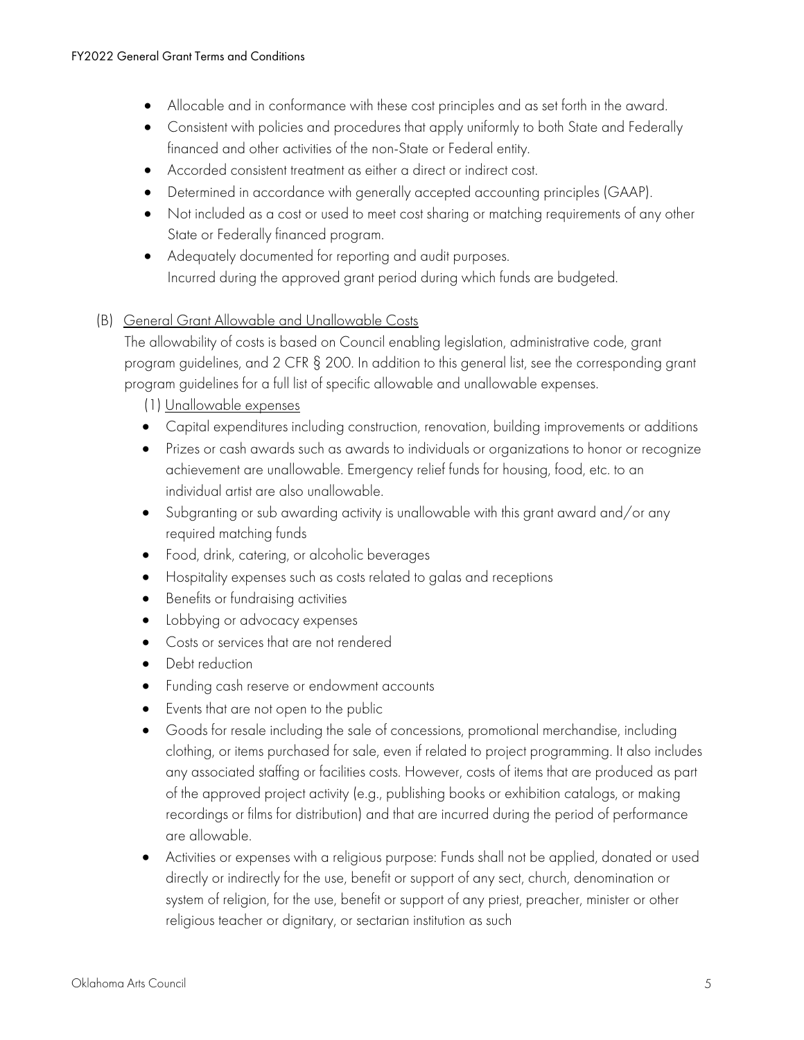- Allocable and in conformance with these cost principles and as set forth in the award.
- Consistent with policies and procedures that apply uniformly to both State and Federally financed and other activities of the non-State or Federal entity.
- Accorded consistent treatment as either a direct or indirect cost.
- Determined in accordance with generally accepted accounting principles (GAAP).
- Not included as a cost or used to meet cost sharing or matching requirements of any other State or Federally financed program.
- Adequately documented for reporting and audit purposes.
  Incurred during the approved grant period during which funds are budgeted.

(B) General Grant Allowable and Unallowable Costs

The allowability of costs is based on Council enabling legislation, administrative code, grant program guidelines, and 2 CFR § 200. In addition to this general list, see the corresponding grant program guidelines for a full list of specific allowable and unallowable expenses.

(1) Unallowable expenses

- Capital expenditures including construction, renovation, building improvements or additions
- Prizes or cash awards such as awards to individuals or organizations to honor or recognize achievement are unallowable. Emergency relief funds for housing, food, etc. to an individual artist are also unallowable.
- Subgranting or sub awarding activity is unallowable with this grant award and/or any required matching funds
- Food, drink, catering, or alcoholic beverages
- Hospitality expenses such as costs related to galas and receptions
- Benefits or fundraising activities
- Lobbying or advocacy expenses
- Costs or services that are not rendered
- Debt reduction
- Funding cash reserve or endowment accounts
- Events that are not open to the public
- Goods for resale including the sale of concessions, promotional merchandise, including clothing, or items purchased for sale, even if related to project programming. It also includes any associated staffing or facilities costs. However, costs of items that are produced as part of the approved project activity (e.g., publishing books or exhibition catalogs, or making recordings or films for distribution) and that are incurred during the period of performance are allowable.
- Activities or expenses with a religious purpose: Funds shall not be applied, donated or used directly or indirectly for the use, benefit or support of any sect, church, denomination or system of religion, for the use, benefit or support of any priest, preacher, minister or other religious teacher or dignitary, or sectarian institution as such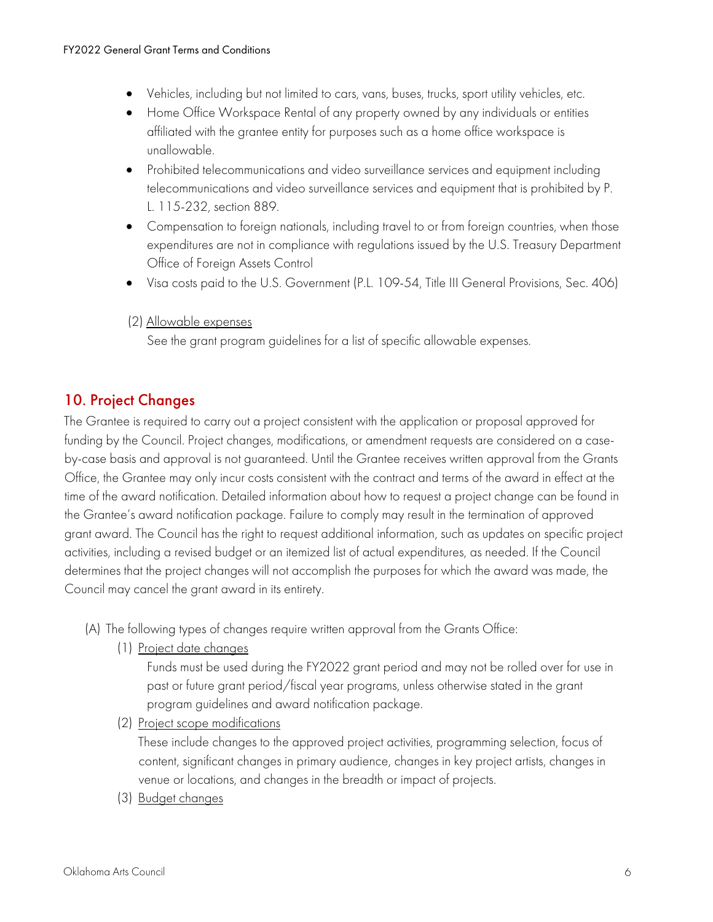- Vehicles, including but not limited to cars, vans, buses, trucks, sport utility vehicles, etc.
- Home Office Workspace Rental of any property owned by any individuals or entities affiliated with the grantee entity for purposes such as a home office workspace is unallowable.
- Prohibited telecommunications and video surveillance services and equipment including telecommunications and video surveillance services and equipment that is prohibited by P. L. 115-232, section 889.
- Compensation to foreign nationals, including travel to or from foreign countries, when those expenditures are not in compliance with regulations issued by the U.S. Treasury Department Office of Foreign Assets Control
- Visa costs paid to the U.S. Government (P.L. 109-54, Title III General Provisions, Sec. 406)

(2) <u>Allowable expenses</u>

See the grant program guidelines for a list of specific allowable expenses.

## 10. Project Changes

The Grantee is required to carry out a project consistent with the application or proposal approved for funding by the Council. Project changes, modifications, or amendment requests are considered on a case-by-case basis and approval is not guaranteed. Until the Grantee receives written approval from the Grants Office, the Grantee may only incur costs consistent with the contract and terms of the award in effect at the time of the award notification. Detailed information about how to request a project change can be found in the Grantee's award notification package. Failure to comply may result in the termination of approved grant award. The Council has the right to request additional information, such as updates on specific project activities, including a revised budget or an itemized list of actual expenditures, as needed. If the Council determines that the project changes will not accomplish the purposes for which the award was made, the Council may cancel the grant award in its entirety.

(A) The following types of changes require written approval from the Grants Office:

(1) <u>Project date changes</u>

Funds must be used during the FY2022 grant period and may not be rolled over for use in past or future grant period/fiscal year programs, unless otherwise stated in the grant program guidelines and award notification package.

(2) <u>Project scope modifications</u>

These include changes to the approved project activities, programming selection, focus of content, significant changes in primary audience, changes in key project artists, changes in venue or locations, and changes in the breadth or impact of projects.

(3) <u>Budget changes</u>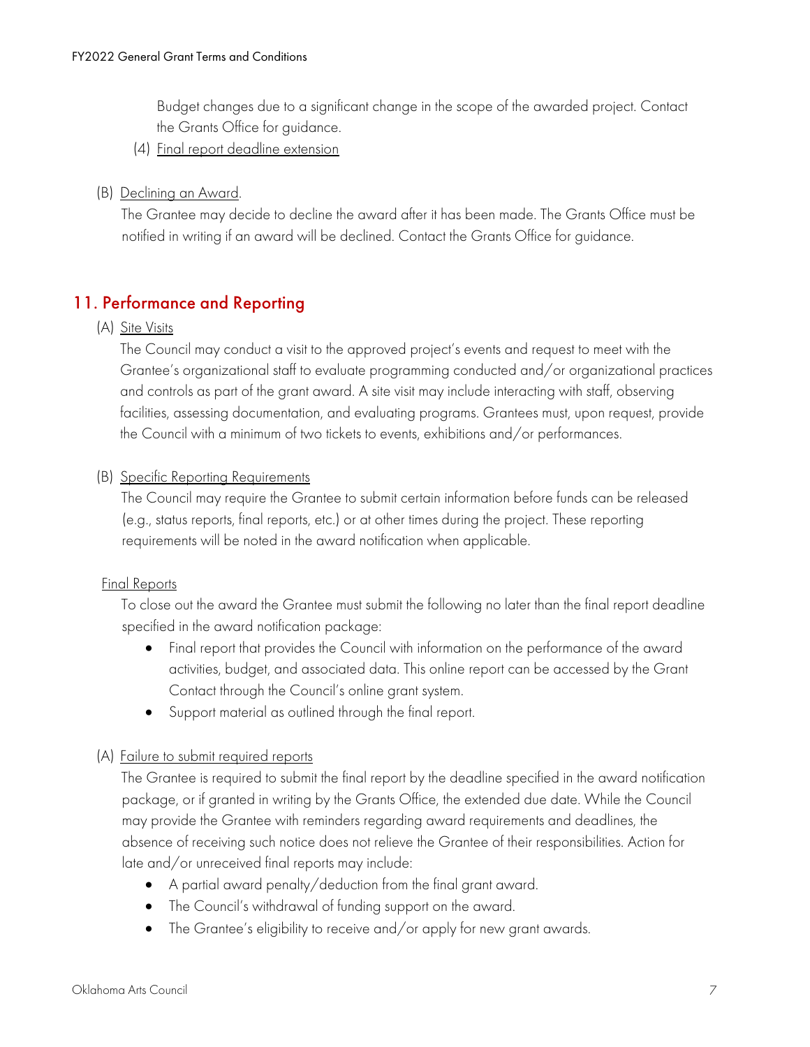Budget changes due to a significant change in the scope of the awarded project. Contact the Grants Office for guidance.

(4) Final report deadline extension

(B) Declining an Award.

The Grantee may decide to decline the award after it has been made. The Grants Office must be notified in writing if an award will be declined. Contact the Grants Office for guidance.

## 11. Performance and Reporting

(A) Site Visits

The Council may conduct a visit to the approved project's events and request to meet with the Grantee's organizational staff to evaluate programming conducted and/or organizational practices and controls as part of the grant award. A site visit may include interacting with staff, observing facilities, assessing documentation, and evaluating programs. Grantees must, upon request, provide the Council with a minimum of two tickets to events, exhibitions and/or performances.

(B) Specific Reporting Requirements

The Council may require the Grantee to submit certain information before funds can be released (e.g., status reports, final reports, etc.) or at other times during the project. These reporting requirements will be noted in the award notification when applicable.

Final Reports

To close out the award the Grantee must submit the following no later than the final report deadline specified in the award notification package:

- Final report that provides the Council with information on the performance of the award activities, budget, and associated data. This online report can be accessed by the Grant Contact through the Council's online grant system.
- Support material as outlined through the final report.

(A) Failure to submit required reports

The Grantee is required to submit the final report by the deadline specified in the award notification package, or if granted in writing by the Grants Office, the extended due date. While the Council may provide the Grantee with reminders regarding award requirements and deadlines, the absence of receiving such notice does not relieve the Grantee of their responsibilities. Action for late and/or unreceived final reports may include:

- A partial award penalty/deduction from the final grant award.
- The Council's withdrawal of funding support on the award.
- The Grantee's eligibility to receive and/or apply for new grant awards.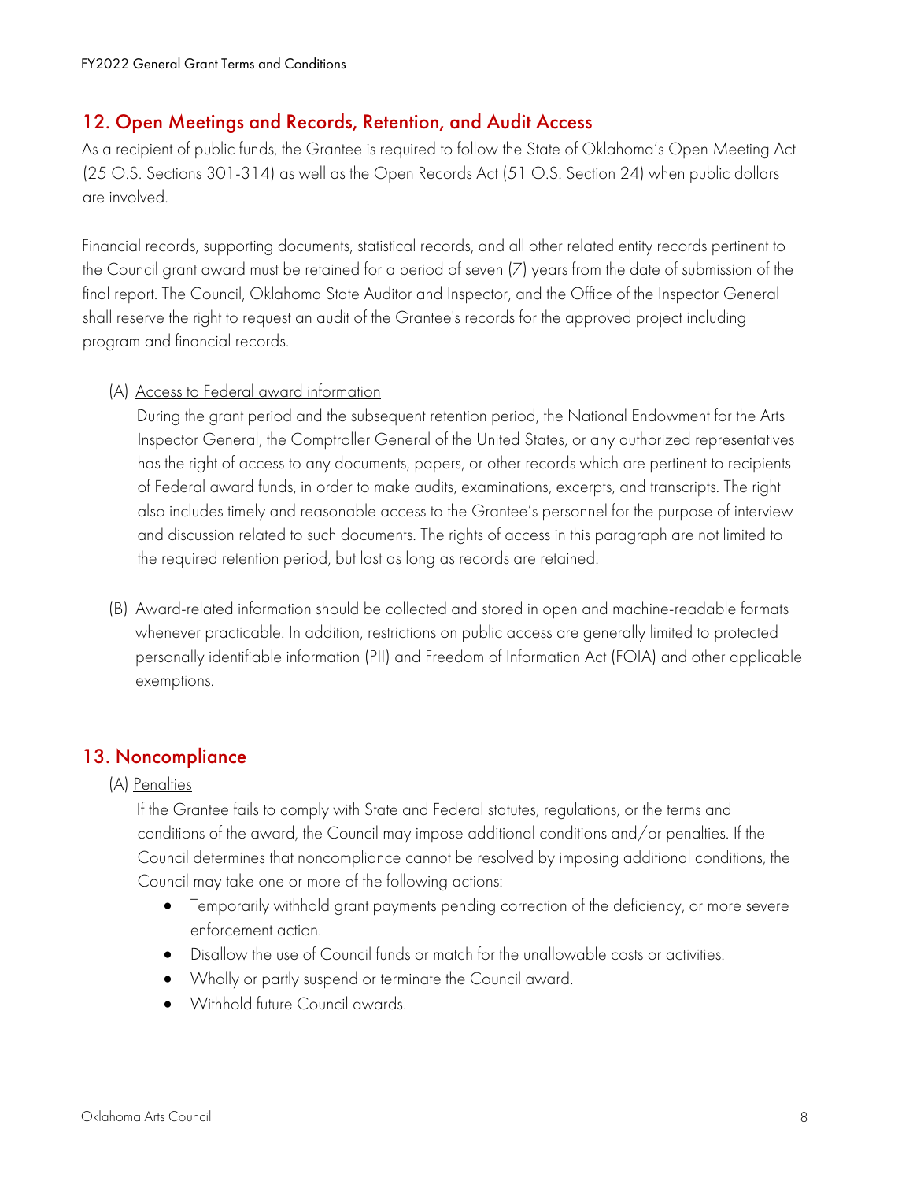## 12. Open Meetings and Records, Retention, and Audit Access

As a recipient of public funds, the Grantee is required to follow the State of Oklahoma's Open Meeting Act (25 O.S. Sections 301-314) as well as the Open Records Act (51 O.S. Section 24) when public dollars are involved.

Financial records, supporting documents, statistical records, and all other related entity records pertinent to the Council grant award must be retained for a period of seven (7) years from the date of submission of the final report. The Council, Oklahoma State Auditor and Inspector, and the Office of the Inspector General shall reserve the right to request an audit of the Grantee's records for the approved project including program and financial records.

(A) Access to Federal award information

During the grant period and the subsequent retention period, the National Endowment for the Arts Inspector General, the Comptroller General of the United States, or any authorized representatives has the right of access to any documents, papers, or other records which are pertinent to recipients of Federal award funds, in order to make audits, examinations, excerpts, and transcripts. The right also includes timely and reasonable access to the Grantee's personnel for the purpose of interview and discussion related to such documents. The rights of access in this paragraph are not limited to the required retention period, but last as long as records are retained.

(B) Award-related information should be collected and stored in open and machine-readable formats whenever practicable. In addition, restrictions on public access are generally limited to protected personally identifiable information (PII) and Freedom of Information Act (FOIA) and other applicable exemptions.

## 13. Noncompliance

(A) Penalties

If the Grantee fails to comply with State and Federal statutes, regulations, or the terms and conditions of the award, the Council may impose additional conditions and/or penalties. If the Council determines that noncompliance cannot be resolved by imposing additional conditions, the Council may take one or more of the following actions:

- Temporarily withhold grant payments pending correction of the deficiency, or more severe enforcement action.
- Disallow the use of Council funds or match for the unallowable costs or activities.
- Wholly or partly suspend or terminate the Council award.
- Withhold future Council awards.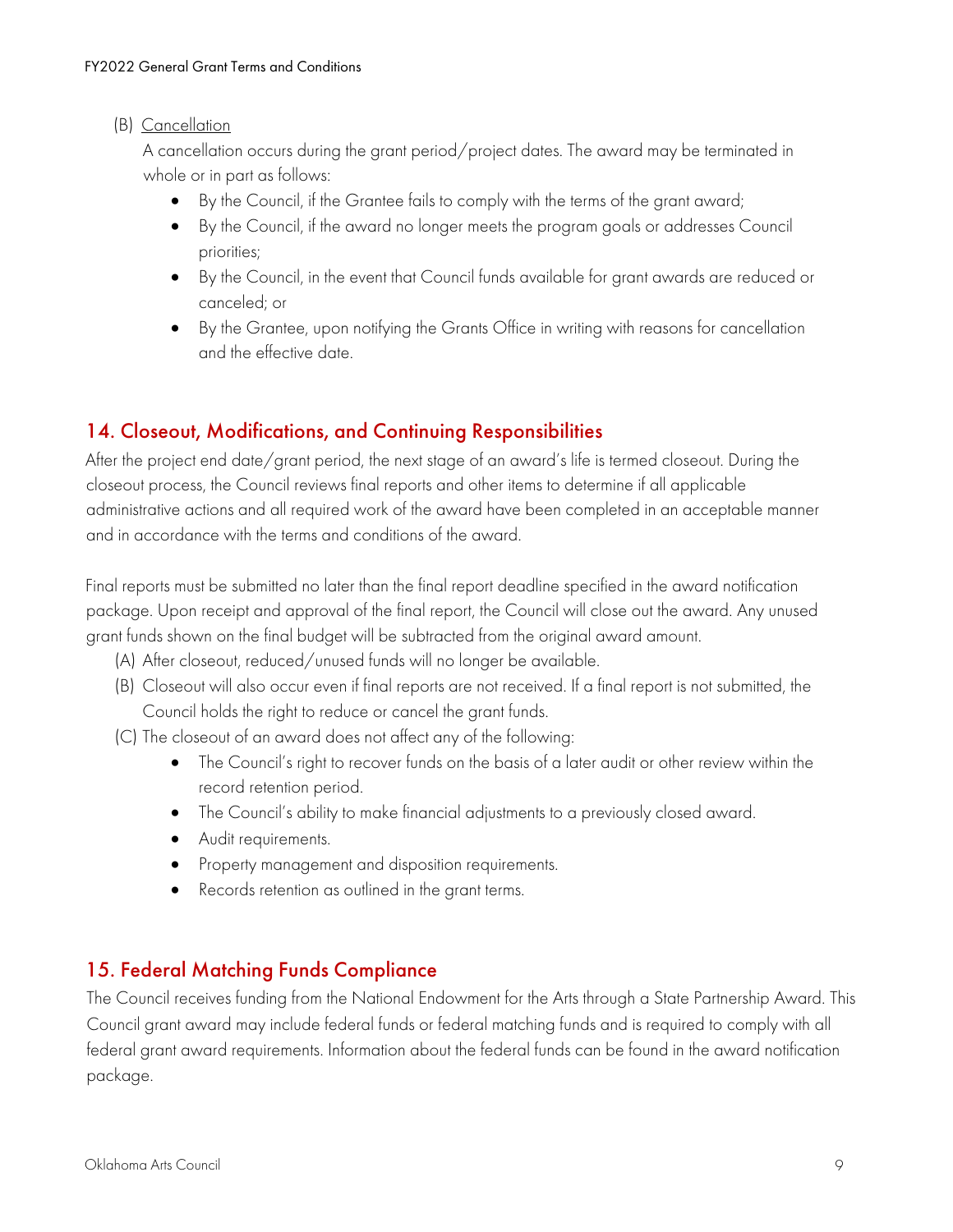(B) <u>Cancellation</u>

A cancellation occurs during the grant period/project dates. The award may be terminated in whole or in part as follows:

- By the Council, if the Grantee fails to comply with the terms of the grant award;
- By the Council, if the award no longer meets the program goals or addresses Council priorities;
- By the Council, in the event that Council funds available for grant awards are reduced or canceled; or
- By the Grantee, upon notifying the Grants Office in writing with reasons for cancellation and the effective date.

## 14. Closeout, Modifications, and Continuing Responsibilities

After the project end date/grant period, the next stage of an award's life is termed closeout. During the closeout process, the Council reviews final reports and other items to determine if all applicable administrative actions and all required work of the award have been completed in an acceptable manner and in accordance with the terms and conditions of the award.

Final reports must be submitted no later than the final report deadline specified in the award notification package. Upon receipt and approval of the final report, the Council will close out the award. Any unused grant funds shown on the final budget will be subtracted from the original award amount.

(A) After closeout, reduced/unused funds will no longer be available.

(B) Closeout will also occur even if final reports are not received. If a final report is not submitted, the Council holds the right to reduce or cancel the grant funds.

(C) The closeout of an award does not affect any of the following:

- The Council's right to recover funds on the basis of a later audit or other review within the record retention period.
- The Council's ability to make financial adjustments to a previously closed award.
- Audit requirements.
- Property management and disposition requirements.
- Records retention as outlined in the grant terms.

## 15. Federal Matching Funds Compliance

The Council receives funding from the National Endowment for the Arts through a State Partnership Award. This Council grant award may include federal funds or federal matching funds and is required to comply with all federal grant award requirements. Information about the federal funds can be found in the award notification package.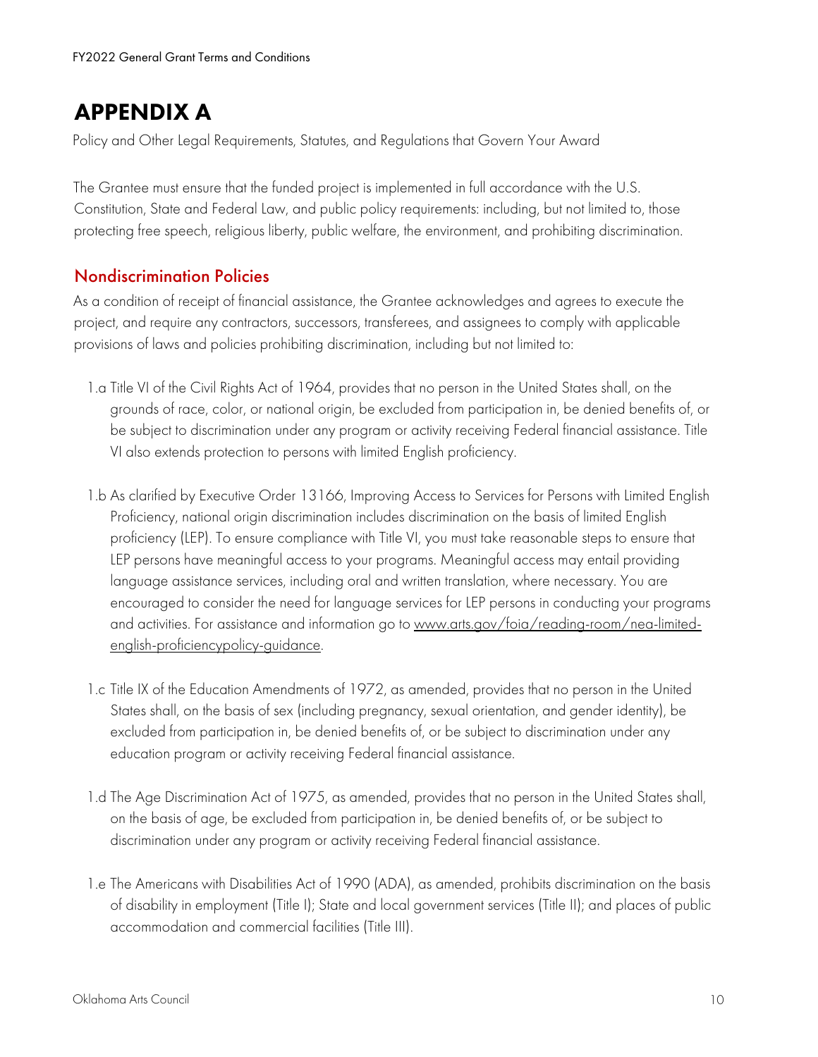# APPENDIX A

Policy and Other Legal Requirements, Statutes, and Regulations that Govern Your Award

The Grantee must ensure that the funded project is implemented in full accordance with the U.S. Constitution, State and Federal Law, and public policy requirements: including, but not limited to, those protecting free speech, religious liberty, public welfare, the environment, and prohibiting discrimination.

## Nondiscrimination Policies

As a condition of receipt of financial assistance, the Grantee acknowledges and agrees to execute the project, and require any contractors, successors, transferees, and assignees to comply with applicable provisions of laws and policies prohibiting discrimination, including but not limited to:

1.a Title VI of the Civil Rights Act of 1964, provides that no person in the United States shall, on the grounds of race, color, or national origin, be excluded from participation in, be denied benefits of, or be subject to discrimination under any program or activity receiving Federal financial assistance. Title VI also extends protection to persons with limited English proficiency.

1.b As clarified by Executive Order 13166, Improving Access to Services for Persons with Limited English Proficiency, national origin discrimination includes discrimination on the basis of limited English proficiency (LEP). To ensure compliance with Title VI, you must take reasonable steps to ensure that LEP persons have meaningful access to your programs. Meaningful access may entail providing language assistance services, including oral and written translation, where necessary. You are encouraged to consider the need for language services for LEP persons in conducting your programs and activities. For assistance and information go to www.arts.gov/foia/reading-room/nea-limited-english-proficiencypolicy-guidance.

1.c Title IX of the Education Amendments of 1972, as amended, provides that no person in the United States shall, on the basis of sex (including pregnancy, sexual orientation, and gender identity), be excluded from participation in, be denied benefits of, or be subject to discrimination under any education program or activity receiving Federal financial assistance.

1.d The Age Discrimination Act of 1975, as amended, provides that no person in the United States shall, on the basis of age, be excluded from participation in, be denied benefits of, or be subject to discrimination under any program or activity receiving Federal financial assistance.

1.e The Americans with Disabilities Act of 1990 (ADA), as amended, prohibits discrimination on the basis of disability in employment (Title I); State and local government services (Title II); and places of public accommodation and commercial facilities (Title III).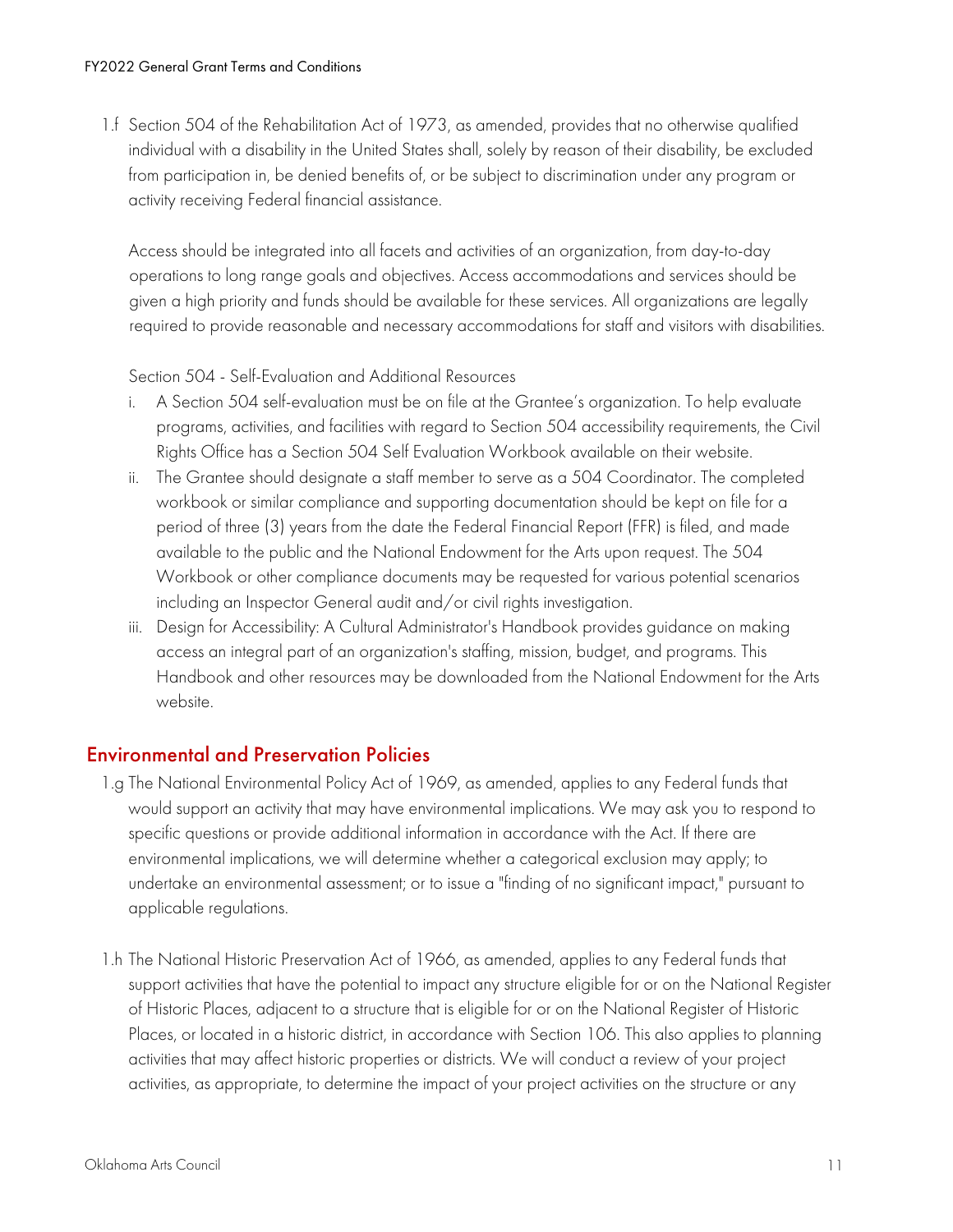1.f Section 504 of the Rehabilitation Act of 1973, as amended, provides that no otherwise qualified individual with a disability in the United States shall, solely by reason of their disability, be excluded from participation in, be denied benefits of, or be subject to discrimination under any program or activity receiving Federal financial assistance.

Access should be integrated into all facets and activities of an organization, from day-to-day operations to long range goals and objectives. Access accommodations and services should be given a high priority and funds should be available for these services. All organizations are legally required to provide reasonable and necessary accommodations for staff and visitors with disabilities.

Section 504 - Self-Evaluation and Additional Resources

i. A Section 504 self-evaluation must be on file at the Grantee's organization. To help evaluate programs, activities, and facilities with regard to Section 504 accessibility requirements, the Civil Rights Office has a Section 504 Self Evaluation Workbook available on their website.
ii. The Grantee should designate a staff member to serve as a 504 Coordinator. The completed workbook or similar compliance and supporting documentation should be kept on file for a period of three (3) years from the date the Federal Financial Report (FFR) is filed, and made available to the public and the National Endowment for the Arts upon request. The 504 Workbook or other compliance documents may be requested for various potential scenarios including an Inspector General audit and/or civil rights investigation.
iii. Design for Accessibility: A Cultural Administrator's Handbook provides guidance on making access an integral part of an organization's staffing, mission, budget, and programs. This Handbook and other resources may be downloaded from the National Endowment for the Arts website.

## Environmental and Preservation Policies

1.g The National Environmental Policy Act of 1969, as amended, applies to any Federal funds that would support an activity that may have environmental implications. We may ask you to respond to specific questions or provide additional information in accordance with the Act. If there are environmental implications, we will determine whether a categorical exclusion may apply; to undertake an environmental assessment; or to issue a "finding of no significant impact," pursuant to applicable regulations.

1.h The National Historic Preservation Act of 1966, as amended, applies to any Federal funds that support activities that have the potential to impact any structure eligible for or on the National Register of Historic Places, adjacent to a structure that is eligible for or on the National Register of Historic Places, or located in a historic district, in accordance with Section 106. This also applies to planning activities that may affect historic properties or districts. We will conduct a review of your project activities, as appropriate, to determine the impact of your project activities on the structure or any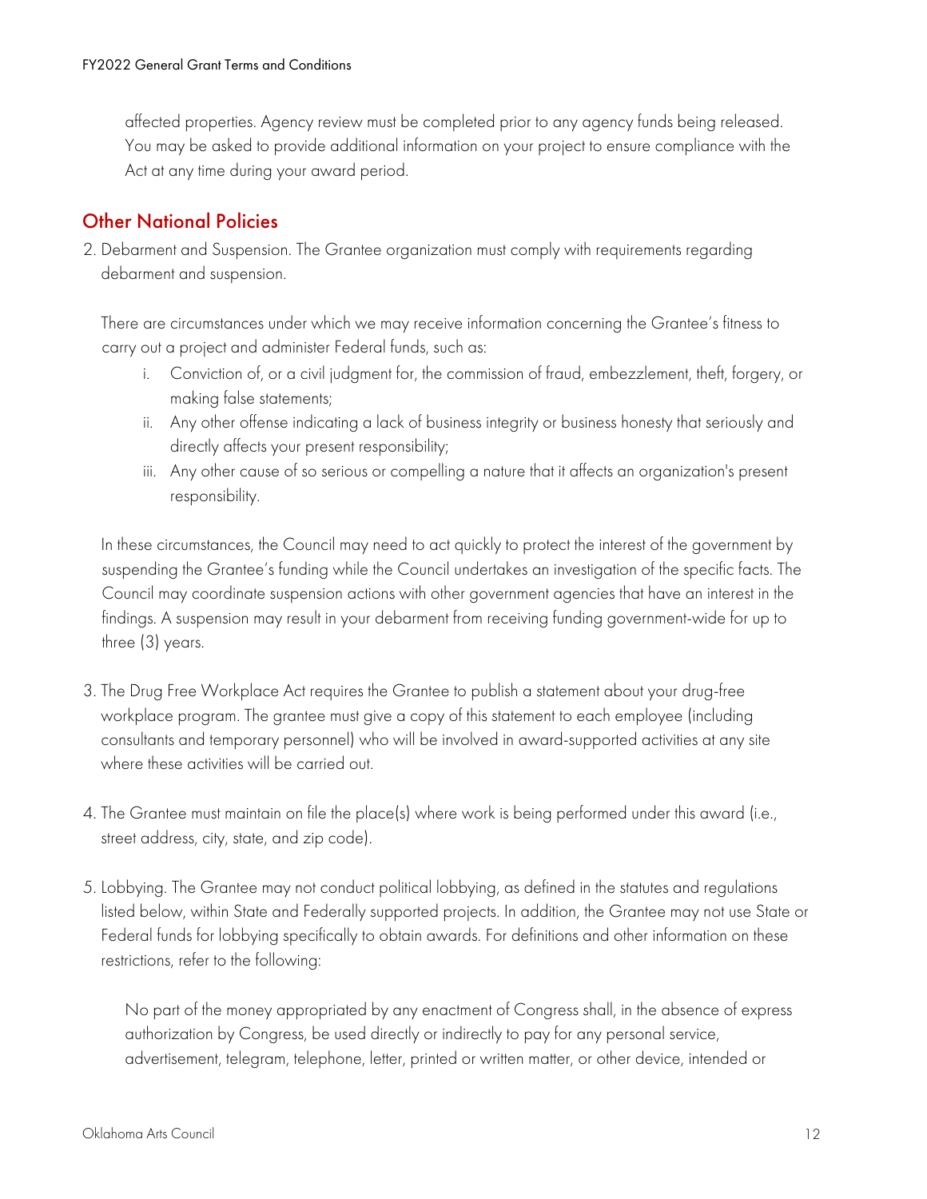affected properties. Agency review must be completed prior to any agency funds being released. You may be asked to provide additional information on your project to ensure compliance with the Act at any time during your award period.

## Other National Policies

2. Debarment and Suspension. The Grantee organization must comply with requirements regarding debarment and suspension.

   There are circumstances under which we may receive information concerning the Grantee's fitness to carry out a project and administer Federal funds, such as:

   i. Conviction of, or a civil judgment for, the commission of fraud, embezzlement, theft, forgery, or making false statements;
   ii. Any other offense indicating a lack of business integrity or business honesty that seriously and directly affects your present responsibility;
   iii. Any other cause of so serious or compelling a nature that it affects an organization's present responsibility.

   In these circumstances, the Council may need to act quickly to protect the interest of the government by suspending the Grantee's funding while the Council undertakes an investigation of the specific facts. The Council may coordinate suspension actions with other government agencies that have an interest in the findings. A suspension may result in your debarment from receiving funding government-wide for up to three (3) years.

3. The Drug Free Workplace Act requires the Grantee to publish a statement about your drug-free workplace program. The grantee must give a copy of this statement to each employee (including consultants and temporary personnel) who will be involved in award-supported activities at any site where these activities will be carried out.

4. The Grantee must maintain on file the place(s) where work is being performed under this award (i.e., street address, city, state, and zip code).

5. Lobbying. The Grantee may not conduct political lobbying, as defined in the statutes and regulations listed below, within State and Federally supported projects. In addition, the Grantee may not use State or Federal funds for lobbying specifically to obtain awards. For definitions and other information on these restrictions, refer to the following:

   No part of the money appropriated by any enactment of Congress shall, in the absence of express authorization by Congress, be used directly or indirectly to pay for any personal service, advertisement, telegram, telephone, letter, printed or written matter, or other device, intended or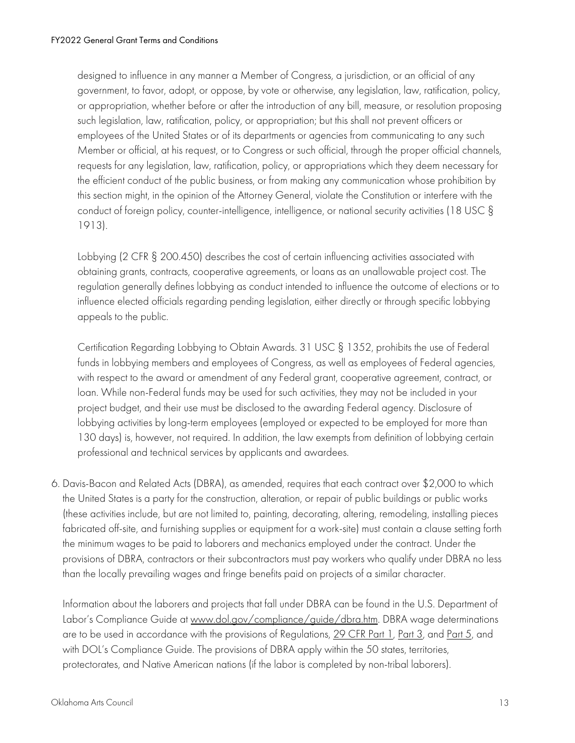designed to influence in any manner a Member of Congress, a jurisdiction, or an official of any government, to favor, adopt, or oppose, by vote or otherwise, any legislation, law, ratification, policy, or appropriation, whether before or after the introduction of any bill, measure, or resolution proposing such legislation, law, ratification, policy, or appropriation; but this shall not prevent officers or employees of the United States or of its departments or agencies from communicating to any such Member or official, at his request, or to Congress or such official, through the proper official channels, requests for any legislation, law, ratification, policy, or appropriations which they deem necessary for the efficient conduct of the public business, or from making any communication whose prohibition by this section might, in the opinion of the Attorney General, violate the Constitution or interfere with the conduct of foreign policy, counter-intelligence, intelligence, or national security activities (18 USC § 1913).

Lobbying (2 CFR § 200.450) describes the cost of certain influencing activities associated with obtaining grants, contracts, cooperative agreements, or loans as an unallowable project cost. The regulation generally defines lobbying as conduct intended to influence the outcome of elections or to influence elected officials regarding pending legislation, either directly or through specific lobbying appeals to the public.

Certification Regarding Lobbying to Obtain Awards. 31 USC § 1352, prohibits the use of Federal funds in lobbying members and employees of Congress, as well as employees of Federal agencies, with respect to the award or amendment of any Federal grant, cooperative agreement, contract, or loan. While non-Federal funds may be used for such activities, they may not be included in your project budget, and their use must be disclosed to the awarding Federal agency. Disclosure of lobbying activities by long-term employees (employed or expected to be employed for more than 130 days) is, however, not required. In addition, the law exempts from definition of lobbying certain professional and technical services by applicants and awardees.

6. Davis-Bacon and Related Acts (DBRA), as amended, requires that each contract over $2,000 to which the United States is a party for the construction, alteration, or repair of public buildings or public works (these activities include, but are not limited to, painting, decorating, altering, remodeling, installing pieces fabricated off-site, and furnishing supplies or equipment for a work-site) must contain a clause setting forth the minimum wages to be paid to laborers and mechanics employed under the contract. Under the provisions of DBRA, contractors or their subcontractors must pay workers who qualify under DBRA no less than the locally prevailing wages and fringe benefits paid on projects of a similar character.

   Information about the laborers and projects that fall under DBRA can be found in the U.S. Department of Labor's Compliance Guide at www.dol.gov/compliance/guide/dbra.htm. DBRA wage determinations are to be used in accordance with the provisions of Regulations, 29 CFR Part 1, Part 3, and Part 5, and with DOL's Compliance Guide. The provisions of DBRA apply within the 50 states, territories, protectorates, and Native American nations (if the labor is completed by non-tribal laborers).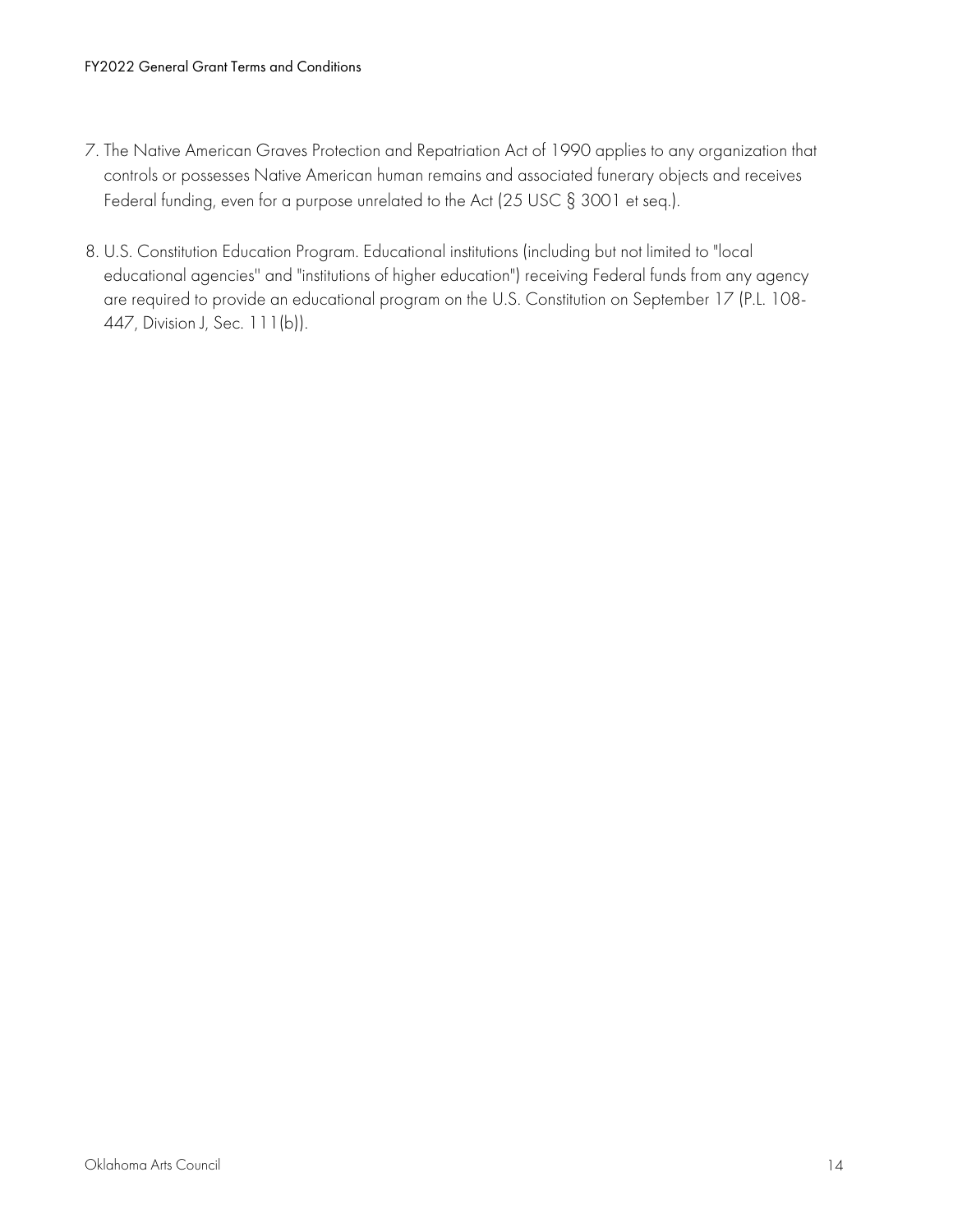7. The Native American Graves Protection and Repatriation Act of 1990 applies to any organization that controls or possesses Native American human remains and associated funerary objects and receives Federal funding, even for a purpose unrelated to the Act (25 USC § 3001 et seq.).

8. U.S. Constitution Education Program. Educational institutions (including but not limited to "local educational agencies" and "institutions of higher education") receiving Federal funds from any agency are required to provide an educational program on the U.S. Constitution on September 17 (P.L. 108-447, Division J, Sec. 111(b)).